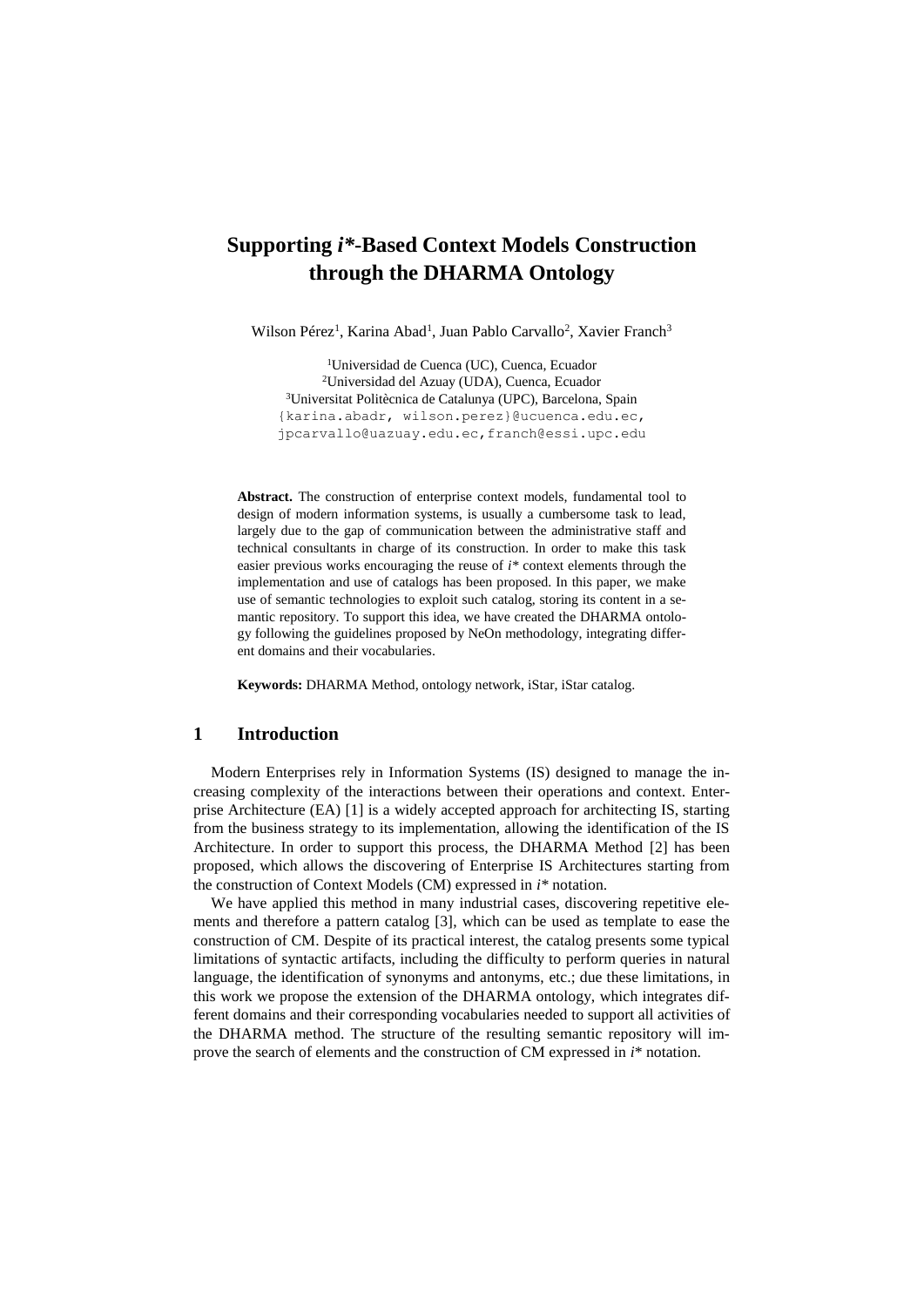# Supporting *i**-Based Context Models Construction through the DHARMA Ontology

Wilson Pérez[1], Karina Abad[1], Juan Pablo Carvallo[2], Xavier Franch[3]

[1]Universidad de Cuenca (UC), Cuenca, Ecuador
[2]Universidad del Azuay (UDA), Cuenca, Ecuador
[3]Universitat Politècnica de Catalunya (UPC), Barcelona, Spain
{karina.abadr, wilson.perez}@ucuenca.edu.ec,
jpcarvallo@uazuay.edu.ec,franch@essi.upc.edu

**Abstract.** The construction of enterprise context models, fundamental tool to design of modern information systems, is usually a cumbersome task to lead, largely due to the gap of communication between the administrative staff and technical consultants in charge of its construction. In order to make this task easier previous works encouraging the reuse of *i** context elements through the implementation and use of catalogs has been proposed. In this paper, we make use of semantic technologies to exploit such catalog, storing its content in a semantic repository. To support this idea, we have created the DHARMA ontology following the guidelines proposed by NeOn methodology, integrating different domains and their vocabularies.

**Keywords:** DHARMA Method, ontology network, iStar, iStar catalog.

## 1 Introduction

Modern Enterprises rely in Information Systems (IS) designed to manage the increasing complexity of the interactions between their operations and context. Enterprise Architecture (EA) [1] is a widely accepted approach for architecting IS, starting from the business strategy to its implementation, allowing the identification of the IS Architecture. In order to support this process, the DHARMA Method [2] has been proposed, which allows the discovering of Enterprise IS Architectures starting from the construction of Context Models (CM) expressed in *i** notation.

We have applied this method in many industrial cases, discovering repetitive elements and therefore a pattern catalog [3], which can be used as template to ease the construction of CM. Despite of its practical interest, the catalog presents some typical limitations of syntactic artifacts, including the difficulty to perform queries in natural language, the identification of synonyms and antonyms, etc.; due these limitations, in this work we propose the extension of the DHARMA ontology, which integrates different domains and their corresponding vocabularies needed to support all activities of the DHARMA method. The structure of the resulting semantic repository will improve the search of elements and the construction of CM expressed in *i** notation.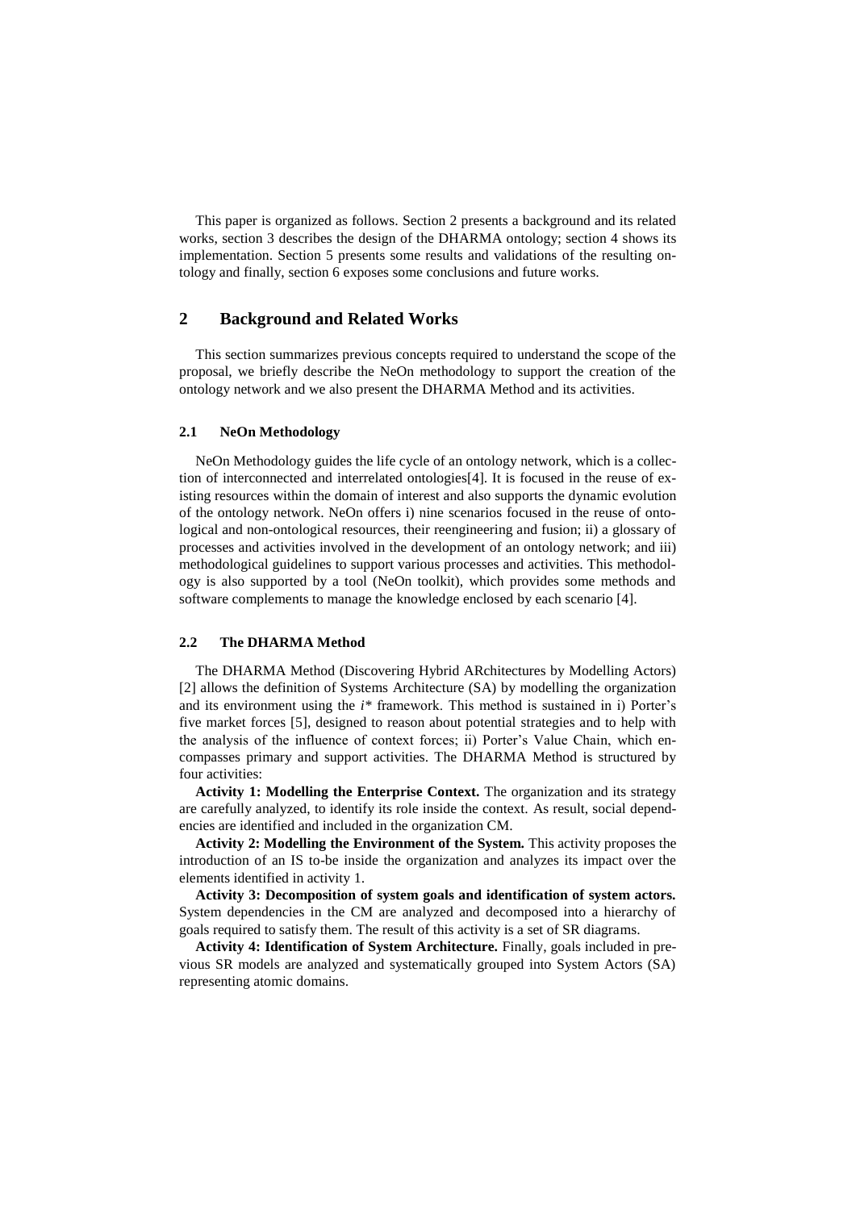This paper is organized as follows. Section 2 presents a background and its related works, section 3 describes the design of the DHARMA ontology; section 4 shows its implementation. Section 5 presents some results and validations of the resulting ontology and finally, section 6 exposes some conclusions and future works.

## 2 Background and Related Works

This section summarizes previous concepts required to understand the scope of the proposal, we briefly describe the NeOn methodology to support the creation of the ontology network and we also present the DHARMA Method and its activities.

### 2.1 NeOn Methodology

NeOn Methodology guides the life cycle of an ontology network, which is a collection of interconnected and interrelated ontologies[4]. It is focused in the reuse of existing resources within the domain of interest and also supports the dynamic evolution of the ontology network. NeOn offers i) nine scenarios focused in the reuse of ontological and non-ontological resources, their reengineering and fusion; ii) a glossary of processes and activities involved in the development of an ontology network; and iii) methodological guidelines to support various processes and activities. This methodology is also supported by a tool (NeOn toolkit), which provides some methods and software complements to manage the knowledge enclosed by each scenario [4].

### 2.2 The DHARMA Method

The DHARMA Method (Discovering Hybrid ARchitectures by Modelling Actors) [2] allows the definition of Systems Architecture (SA) by modelling the organization and its environment using the *i\** framework. This method is sustained in i) Porter's five market forces [5], designed to reason about potential strategies and to help with the analysis of the influence of context forces; ii) Porter's Value Chain, which encompasses primary and support activities. The DHARMA Method is structured by four activities:

**Activity 1: Modelling the Enterprise Context.** The organization and its strategy are carefully analyzed, to identify its role inside the context. As result, social dependencies are identified and included in the organization CM.

**Activity 2: Modelling the Environment of the System.** This activity proposes the introduction of an IS to-be inside the organization and analyzes its impact over the elements identified in activity 1.

**Activity 3: Decomposition of system goals and identification of system actors.** System dependencies in the CM are analyzed and decomposed into a hierarchy of goals required to satisfy them. The result of this activity is a set of SR diagrams.

**Activity 4: Identification of System Architecture.** Finally, goals included in previous SR models are analyzed and systematically grouped into System Actors (SA) representing atomic domains.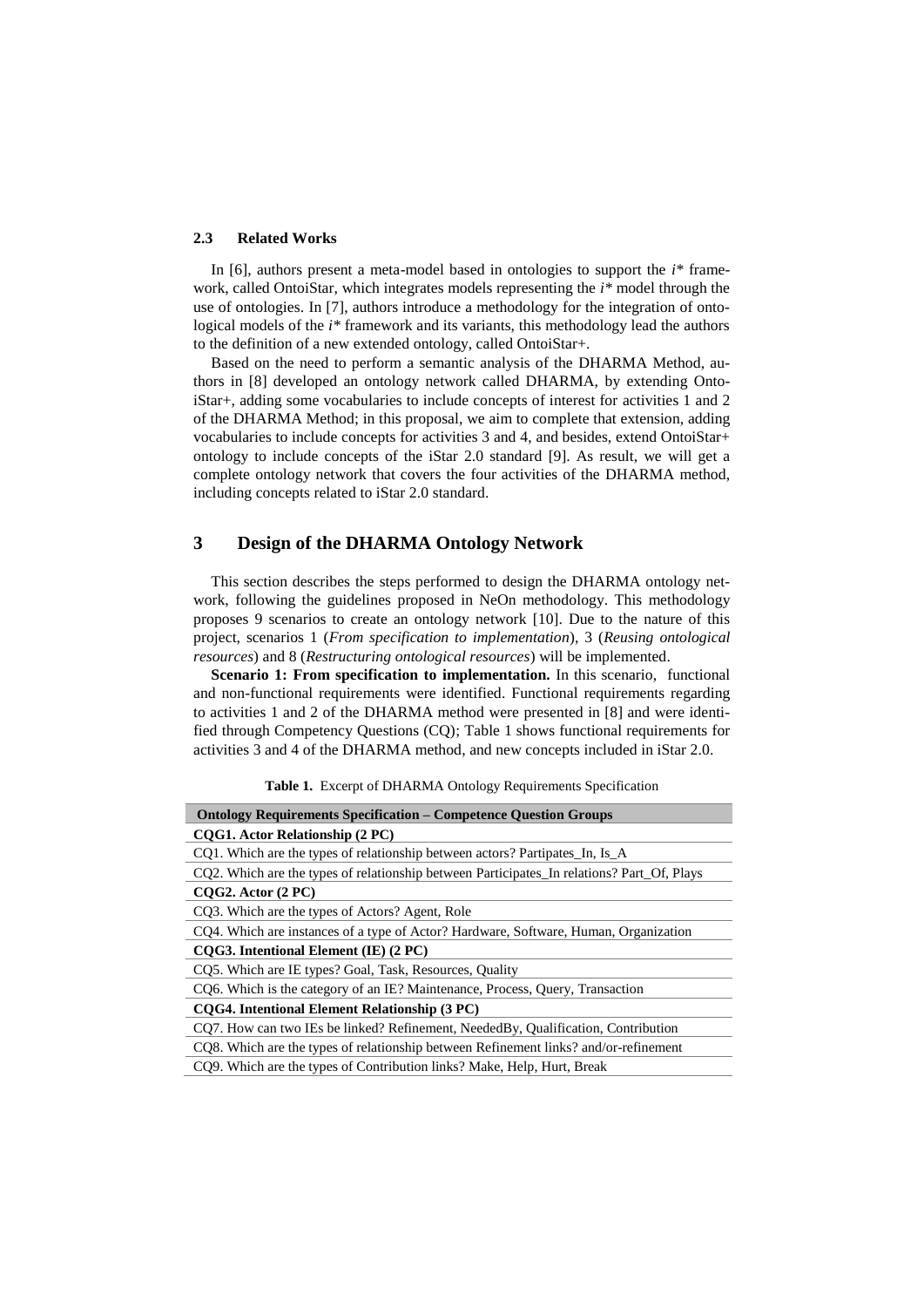### 2.3 Related Works

In [6], authors present a meta-model based in ontologies to support the *i** framework, called OntoiStar, which integrates models representing the *i** model through the use of ontologies. In [7], authors introduce a methodology for the integration of ontological models of the *i** framework and its variants, this methodology lead the authors to the definition of a new extended ontology, called OntoiStar+.

Based on the need to perform a semantic analysis of the DHARMA Method, authors in [8] developed an ontology network called DHARMA, by extending OntoiStar+, adding some vocabularies to include concepts of interest for activities 1 and 2 of the DHARMA Method; in this proposal, we aim to complete that extension, adding vocabularies to include concepts for activities 3 and 4, and besides, extend OntoiStar+ ontology to include concepts of the iStar 2.0 standard [9]. As result, we will get a complete ontology network that covers the four activities of the DHARMA method, including concepts related to iStar 2.0 standard.

## 3 Design of the DHARMA Ontology Network

This section describes the steps performed to design the DHARMA ontology network, following the guidelines proposed in NeOn methodology. This methodology proposes 9 scenarios to create an ontology network [10]. Due to the nature of this project, scenarios 1 (*From specification to implementation*), 3 (*Reusing ontological resources*) and 8 (*Restructuring ontological resources*) will be implemented.

**Scenario 1: From specification to implementation.** In this scenario, functional and non-functional requirements were identified. Functional requirements regarding to activities 1 and 2 of the DHARMA method were presented in [8] and were identified through Competency Questions (CQ); Table 1 shows functional requirements for activities 3 and 4 of the DHARMA method, and new concepts included in iStar 2.0.

**Table 1.** Excerpt of DHARMA Ontology Requirements Specification

| **Ontology Requirements Specification – Competence Question Groups** |
|---|
| **CQG1. Actor Relationship (2 PC)** |
| CQ1. Which are the types of relationship between actors? Partipates_In, Is_A |
| CQ2. Which are the types of relationship between Participates_In relations? Part_Of, Plays |
| **CQG2. Actor (2 PC)** |
| CQ3. Which are the types of Actors? Agent, Role |
| CQ4. Which are instances of a type of Actor? Hardware, Software, Human, Organization |
| **CQG3. Intentional Element (IE) (2 PC)** |
| CQ5. Which are IE types? Goal, Task, Resources, Quality |
| CQ6. Which is the category of an IE? Maintenance, Process, Query, Transaction |
| **CQG4. Intentional Element Relationship (3 PC)** |
| CQ7. How can two IEs be linked? Refinement, NeededBy, Qualification, Contribution |
| CQ8. Which are the types of relationship between Refinement links? and/or-refinement |
| CQ9. Which are the types of Contribution links? Make, Help, Hurt, Break |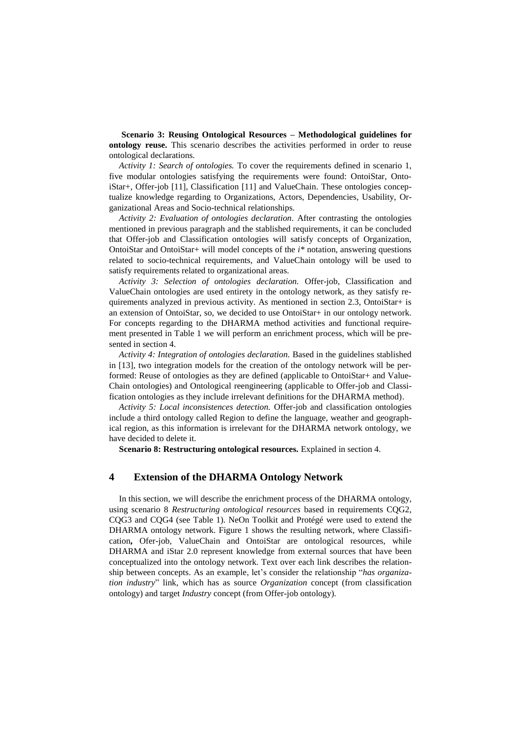**Scenario 3: Reusing Ontological Resources – Methodological guidelines for ontology reuse.** This scenario describes the activities performed in order to reuse ontological declarations.

*Activity 1: Search of ontologies.* To cover the requirements defined in scenario 1, five modular ontologies satisfying the requirements were found: OntoiStar, OntoiStar+, Offer-job [11], Classification [11] and ValueChain. These ontologies conceptualize knowledge regarding to Organizations, Actors, Dependencies, Usability, Organizational Areas and Socio-technical relationships.

*Activity 2: Evaluation of ontologies declaration*. After contrasting the ontologies mentioned in previous paragraph and the stablished requirements, it can be concluded that Offer-job and Classification ontologies will satisfy concepts of Organization, OntoiStar and OntoiStar+ will model concepts of the *i\** notation, answering questions related to socio-technical requirements, and ValueChain ontology will be used to satisfy requirements related to organizational areas.

*Activity 3: Selection of ontologies declaration.* Offer-job, Classification and ValueChain ontologies are used entirety in the ontology network, as they satisfy requirements analyzed in previous activity. As mentioned in section 2.3, OntoiStar+ is an extension of OntoiStar, so, we decided to use OntoiStar+ in our ontology network. For concepts regarding to the DHARMA method activities and functional requirement presented in Table 1 we will perform an enrichment process, which will be presented in section 4.

*Activity 4: Integration of ontologies declaration.* Based in the guidelines stablished in [13], two integration models for the creation of the ontology network will be performed: Reuse of ontologies as they are defined (applicable to OntoiStar+ and ValueChain ontologies) and Ontological reengineering (applicable to Offer-job and Classification ontologies as they include irrelevant definitions for the DHARMA method).

*Activity 5: Local inconsistences detection.* Offer-job and classification ontologies include a third ontology called Region to define the language, weather and geographical region, as this information is irrelevant for the DHARMA network ontology, we have decided to delete it.

**Scenario 8: Restructuring ontological resources.** Explained in section 4.

# 4 Extension of the DHARMA Ontology Network

In this section, we will describe the enrichment process of the DHARMA ontology, using scenario 8 *Restructuring ontological resources* based in requirements CQG2, CQG3 and CQG4 (see Table 1). NeOn Toolkit and Protégé were used to extend the DHARMA ontology network. Figure 1 shows the resulting network, where Classification**,** Ofer-job, ValueChain and OntoiStar are ontological resources, while DHARMA and iStar 2.0 represent knowledge from external sources that have been conceptualized into the ontology network. Text over each link describes the relationship between concepts. As an example, let's consider the relationship "*has organization industry*" link, which has as source *Organization* concept (from classification ontology) and target *Industry* concept (from Offer-job ontology).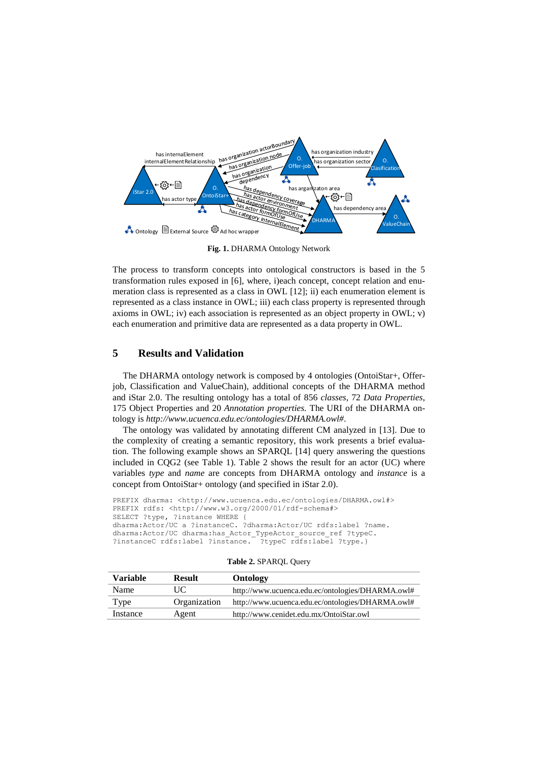**Fig. 1.** DHARMA Ontology Network

The process to transform concepts into ontological constructors is based in the 5 transformation rules exposed in [6], where, i)each concept, concept relation and enumeration class is represented as a class in OWL [12]; ii) each enumeration element is represented as a class instance in OWL; iii) each class property is represented through axioms in OWL; iv) each association is represented as an object property in OWL; v) each enumeration and primitive data are represented as a data property in OWL.

## 5 Results and Validation

The DHARMA ontology network is composed by 4 ontologies (OntoiStar+, Offer-job, Classification and ValueChain), additional concepts of the DHARMA method and iStar 2.0. The resulting ontology has a total of 856 *classes*, 72 *Data Properties*, 175 Object Properties and 20 *Annotation properties.* The URI of the DHARMA ontology is *http://www.ucuenca.edu.ec/ontologies/DHARMA.owl#*.

The ontology was validated by annotating different CM analyzed in [13]. Due to the complexity of creating a semantic repository, this work presents a brief evaluation. The following example shows an SPARQL [14] query answering the questions included in CQG2 (see Table 1). Table 2 shows the result for an actor (UC) where variables *type* and *name* are concepts from DHARMA ontology and *instance* is a concept from OntoiStar+ ontology (and specified in iStar 2.0).

```
PREFIX dharma: <http://www.ucuenca.edu.ec/ontologies/DHARMA.owl#>
PREFIX rdfs: <http://www.w3.org/2000/01/rdf-schema#>
SELECT ?type, ?instance WHERE {
dharma:Actor/UC a ?instanceC. ?dharma:Actor/UC rdfs:label ?name.
dharma:Actor/UC dharma:has_Actor_TypeActor_source_ref ?typeC.
?instanceC rdfs:label ?instance.  ?typeC rdfs:label ?type.}
```

**Table 2.** SPARQL Query

| Variable | Result | Ontology |
|---|---|---|
| Name | UC | http://www.ucuenca.edu.ec/ontologies/DHARMA.owl# |
| Type | Organization | http://www.ucuenca.edu.ec/ontologies/DHARMA.owl# |
| Instance | Agent | http://www.cenidet.edu.mx/OntoiStar.owl |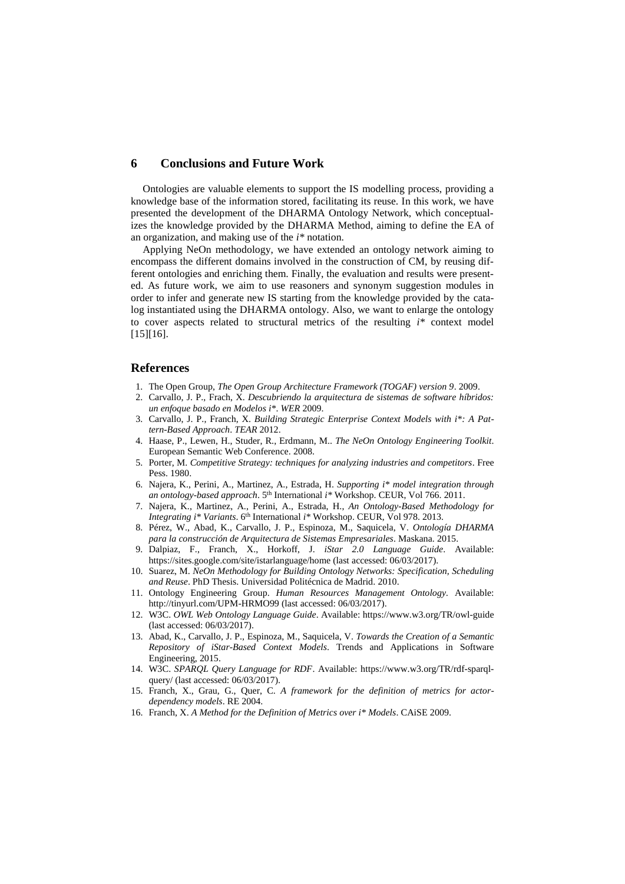## 6 Conclusions and Future Work

Ontologies are valuable elements to support the IS modelling process, providing a knowledge base of the information stored, facilitating its reuse. In this work, we have presented the development of the DHARMA Ontology Network, which conceptualizes the knowledge provided by the DHARMA Method, aiming to define the EA of an organization, and making use of the *i** notation.

Applying NeOn methodology, we have extended an ontology network aiming to encompass the different domains involved in the construction of CM, by reusing different ontologies and enriching them. Finally, the evaluation and results were presented. As future work, we aim to use reasoners and synonym suggestion modules in order to infer and generate new IS starting from the knowledge provided by the catalog instantiated using the DHARMA ontology. Also, we want to enlarge the ontology to cover aspects related to structural metrics of the resulting *i** context model [15][16].

## References

1. The Open Group, *The Open Group Architecture Framework (TOGAF) version 9*. 2009.
2. Carvallo, J. P., Frach, X. *Descubriendo la arquitectura de sistemas de software híbridos: un enfoque basado en Modelos i*. WER* 2009.
3. Carvallo, J. P., Franch, X. *Building Strategic Enterprise Context Models with i*: A Pattern-Based Approach*. *TEAR* 2012.
4. Haase, P., Lewen, H., Studer, R., Erdmann, M.. *The NeOn Ontology Engineering Toolkit*. European Semantic Web Conference. 2008.
5. Porter, M. *Competitive Strategy: techniques for analyzing industries and competitors*. Free Pess. 1980.
6. Najera, K., Perini, A., Martinez, A., Estrada, H. *Supporting i* model integration through an ontology-based approach*. 5th International *i** Workshop. CEUR, Vol 766. 2011.
7. Najera, K., Martinez, A., Perini, A., Estrada, H., *An Ontology-Based Methodology for Integrating i* Variants*. 6th International *i** Workshop. CEUR, Vol 978. 2013.
8. Pérez, W., Abad, K., Carvallo, J. P., Espinoza, M., Saquicela, V. *Ontología DHARMA para la construcción de Arquitectura de Sistemas Empresariales*. Maskana. 2015.
9. Dalpiaz, F., Franch, X., Horkoff, J. *iStar 2.0 Language Guide*. Available: https://sites.google.com/site/istarlanguage/home (last accessed: 06/03/2017).
10. Suarez, M. *NeOn Methodology for Building Ontology Networks: Specification, Scheduling and Reuse*. PhD Thesis. Universidad Politécnica de Madrid. 2010.
11. Ontology Engineering Group. *Human Resources Management Ontology*. Available: http://tinyurl.com/UPM-HRMO99 (last accessed: 06/03/2017).
12. W3C. *OWL Web Ontology Language Guide*. Available: https://www.w3.org/TR/owl-guide (last accessed: 06/03/2017).
13. Abad, K., Carvallo, J. P., Espinoza, M., Saquicela, V. *Towards the Creation of a Semantic Repository of iStar-Based Context Models*. Trends and Applications in Software Engineering, 2015.
14. W3C. *SPARQL Query Language for RDF*. Available: https://www.w3.org/TR/rdf-sparql-query/ (last accessed: 06/03/2017).
15. Franch, X., Grau, G., Quer, C. *A framework for the definition of metrics for actor-dependency models*. RE 2004.
16. Franch, X. *A Method for the Definition of Metrics over i* Models*. CAiSE 2009.